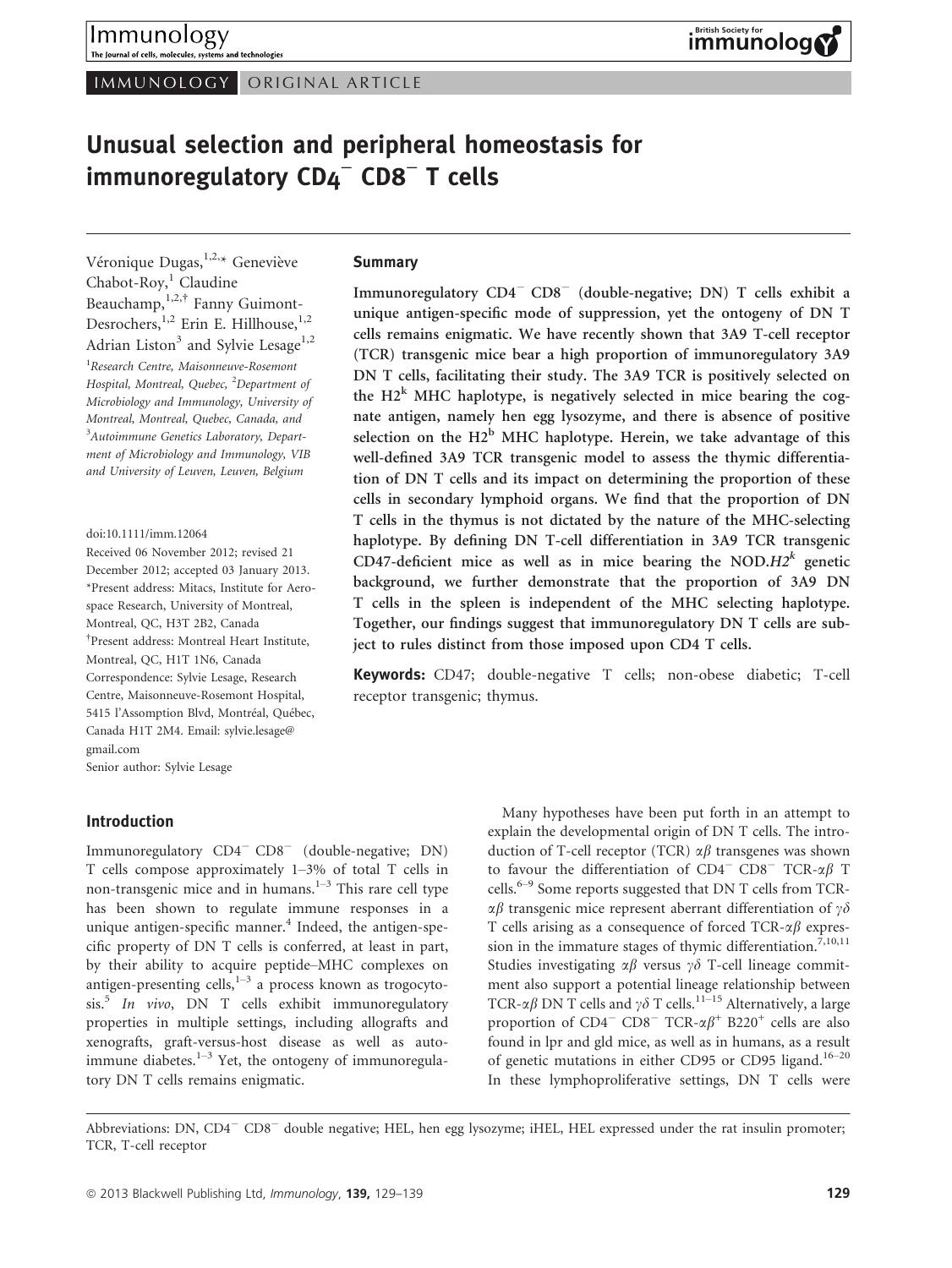IMMUNOLOGY ORIGINAL ARTICLE

# Unusual selection and peripheral homeostasis for immunoregulatory CD4$^-$ CD8$^-$ T cells

Véronique Dugas,[1,2,*] Geneviève Chabot-Roy,[1] Claudine Beauchamp,[1,2,†] Fanny Guimont-Desrochers,[1,2] Erin E. Hillhouse,[1,2] Adrian Liston[3] and Sylvie Lesage[1,2]

[1]Research Centre, Maisonneuve-Rosemont Hospital, Montreal, Quebec, [2]Department of Microbiology and Immunology, University of Montreal, Montreal, Quebec, Canada, and [3]Autoimmune Genetics Laboratory, Department of Microbiology and Immunology, VIB and University of Leuven, Leuven, Belgium

doi:10.1111/imm.12064

Received 06 November 2012; revised 21 December 2012; accepted 03 January 2013.

*Present address: Mitacs, Institute for Aerospace Research, University of Montreal, Montreal, QC, H3T 2B2, Canada

†Present address: Montreal Heart Institute, Montreal, QC, H1T 1N6, Canada

Correspondence: Sylvie Lesage, Research Centre, Maisonneuve-Rosemont Hospital, 5415 l'Assomption Blvd, Montréal, Québec, Canada H1T 2M4. Email: sylvie.lesage@gmail.com

Senior author: Sylvie Lesage

## Summary

Immunoregulatory CD4$^-$ CD8$^-$ (double-negative; DN) T cells exhibit a unique antigen-specific mode of suppression, yet the ontogeny of DN T cells remains enigmatic. We have recently shown that 3A9 T-cell receptor (TCR) transgenic mice bear a high proportion of immunoregulatory 3A9 DN T cells, facilitating their study. The 3A9 TCR is positively selected on the H2$^k$ MHC haplotype, is negatively selected in mice bearing the cognate antigen, namely hen egg lysozyme, and there is absence of positive selection on the H2$^b$ MHC haplotype. Herein, we take advantage of this well-defined 3A9 TCR transgenic model to assess the thymic differentiation of DN T cells and its impact on determining the proportion of these cells in secondary lymphoid organs. We find that the proportion of DN T cells in the thymus is not dictated by the nature of the MHC-selecting haplotype. By defining DN T-cell differentiation in 3A9 TCR transgenic CD47-deficient mice as well as in mice bearing the NOD.*H2*$^k$ genetic background, we further demonstrate that the proportion of 3A9 DN T cells in the spleen is independent of the MHC selecting haplotype. Together, our findings suggest that immunoregulatory DN T cells are subject to rules distinct from those imposed upon CD4 T cells.

**Keywords:** CD47; double-negative T cells; non-obese diabetic; T-cell receptor transgenic; thymus.

## Introduction

Immunoregulatory CD4$^-$ CD8$^-$ (double-negative; DN) T cells compose approximately 1–3% of total T cells in non-transgenic mice and in humans.[1–3] This rare cell type has been shown to regulate immune responses in a unique antigen-specific manner.[4] Indeed, the antigen-specific property of DN T cells is conferred, at least in part, by their ability to acquire peptide–MHC complexes on antigen-presenting cells,[1–3] a process known as trogocytosis.[5] *In vivo*, DN T cells exhibit immunoregulatory properties in multiple settings, including allografts and xenografts, graft-versus-host disease as well as autoimmune diabetes.[1–3] Yet, the ontogeny of immunoregulatory DN T cells remains enigmatic.

Many hypotheses have been put forth in an attempt to explain the developmental origin of DN T cells. The introduction of T-cell receptor (TCR) $\alpha\beta$ transgenes was shown to favour the differentiation of CD4$^-$ CD8$^-$ TCR-$\alpha\beta$ T cells.[6–9] Some reports suggested that DN T cells from TCR-$\alpha\beta$ transgenic mice represent aberrant differentiation of $\gamma\delta$ T cells arising as a consequence of forced TCR-$\alpha\beta$ expression in the immature stages of thymic differentiation.[7,10,11] Studies investigating $\alpha\beta$ versus $\gamma\delta$ T-cell lineage commitment also support a potential lineage relationship between TCR-$\alpha\beta$ DN T cells and $\gamma\delta$ T cells.[11–15] Alternatively, a large proportion of CD4$^-$ CD8$^-$ TCR-$\alpha\beta^+$ B220$^+$ cells are also found in lpr and gld mice, as well as in humans, as a result of genetic mutations in either CD95 or CD95 ligand.[16–20] In these lymphoproliferative settings, DN T cells were

Abbreviations: DN, CD4$^-$ CD8$^-$ double negative; HEL, hen egg lysozyme; iHEL, HEL expressed under the rat insulin promoter; TCR, T-cell receptor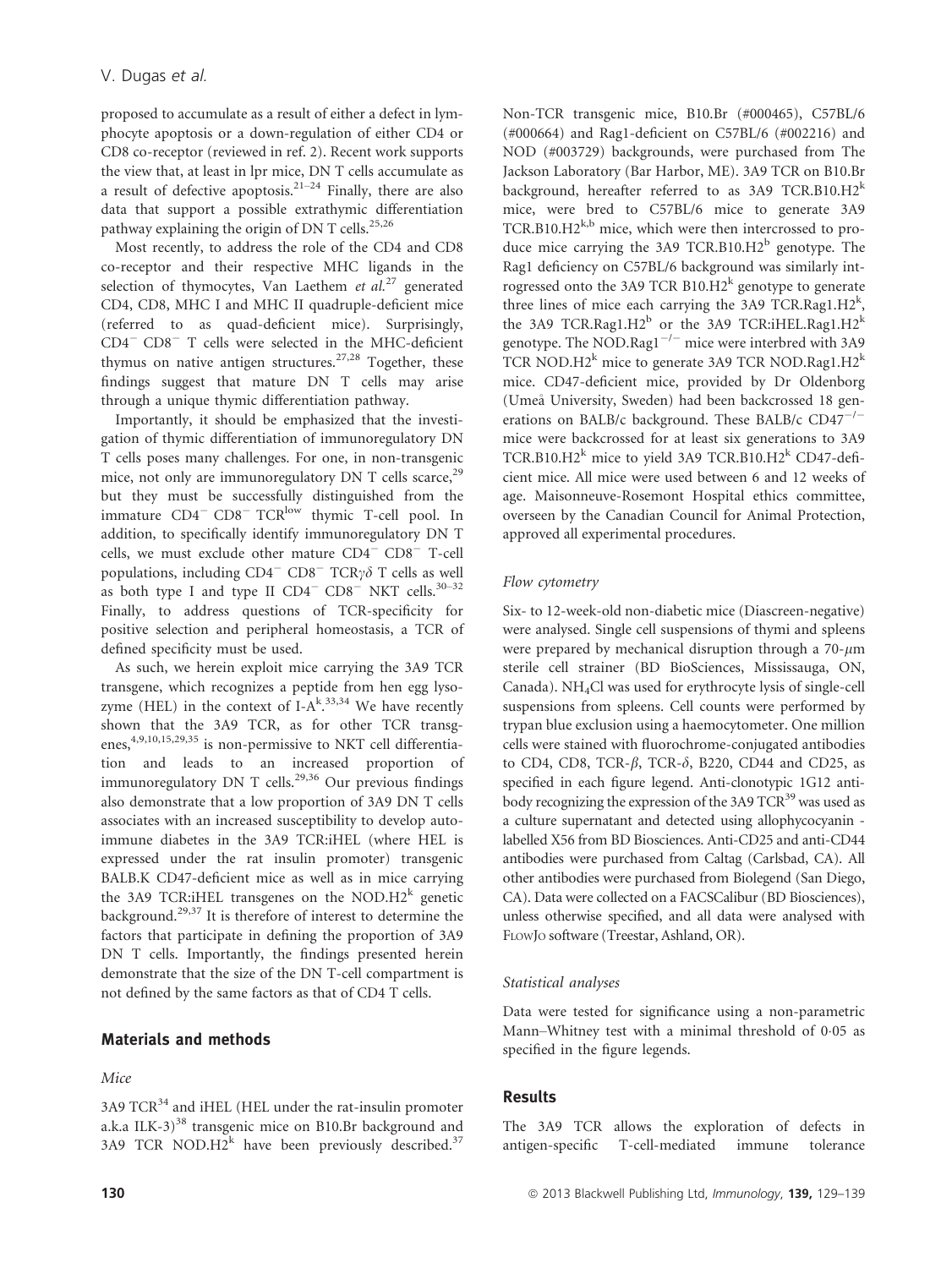proposed to accumulate as a result of either a defect in lymphocyte apoptosis or a down-regulation of either CD4 or CD8 co-receptor (reviewed in ref. 2). Recent work supports the view that, at least in lpr mice, DN T cells accumulate as a result of defective apoptosis.[21–24] Finally, there are also data that support a possible extrathymic differentiation pathway explaining the origin of DN T cells.[25,26]

Most recently, to address the role of the CD4 and CD8 co-receptor and their respective MHC ligands in the selection of thymocytes, Van Laethem *et al.*[27] generated CD4, CD8, MHC I and MHC II quadruple-deficient mice (referred to as quad-deficient mice). Surprisingly, $CD4^{-}$ $CD8^{-}$ T cells were selected in the MHC-deficient thymus on native antigen structures.[27,28] Together, these findings suggest that mature DN T cells may arise through a unique thymic differentiation pathway.

Importantly, it should be emphasized that the investigation of thymic differentiation of immunoregulatory DN T cells poses many challenges. For one, in non-transgenic mice, not only are immunoregulatory DN T cells scarce,[29] but they must be successfully distinguished from the immature $CD4^{-}$ $CD8^{-}$ $TCR^{low}$ thymic T-cell pool. In addition, to specifically identify immunoregulatory DN T cells, we must exclude other mature $CD4^{-}$ $CD8^{-}$ T-cell populations, including $CD4^{-}$ $CD8^{-}$ $TCR\gamma\delta$ T cells as well as both type I and type II $CD4^{-}$ $CD8^{-}$ NKT cells.[30–32] Finally, to address questions of TCR-specificity for positive selection and peripheral homeostasis, a TCR of defined specificity must be used.

As such, we herein exploit mice carrying the 3A9 TCR transgene, which recognizes a peptide from hen egg lysozyme (HEL) in the context of $I\text{-}A^{k}$.[33,34] We have recently shown that the 3A9 TCR, as for other TCR transgenes,[4,9,10,15,29,35] is non-permissive to NKT cell differentiation and leads to an increased proportion of immunoregulatory DN T cells.[29,36] Our previous findings also demonstrate that a low proportion of 3A9 DN T cells associates with an increased susceptibility to develop autoimmune diabetes in the 3A9 TCR:iHEL (where HEL is expressed under the rat insulin promoter) transgenic BALB.K CD47-deficient mice as well as in mice carrying the 3A9 TCR:iHEL transgenes on the $NOD.H2^{k}$ genetic background.[29,37] It is therefore of interest to determine the factors that participate in defining the proportion of 3A9 DN T cells. Importantly, the findings presented herein demonstrate that the size of the DN T-cell compartment is not defined by the same factors as that of CD4 T cells.

## Materials and methods

### *Mice*

3A9 TCR[34] and iHEL (HEL under the rat-insulin promoter a.k.a ILK-3)[38] transgenic mice on B10.Br background and 3A9 TCR $NOD.H2^{k}$ have been previously described.[37] Non-TCR transgenic mice, B10.Br (#000465), C57BL/6 (#000664) and Rag1-deficient on C57BL/6 (#002216) and NOD (#003729) backgrounds, were purchased from The Jackson Laboratory (Bar Harbor, ME). 3A9 TCR on B10.Br background, hereafter referred to as 3A9 $TCR.B10.H2^{k}$ mice, were bred to C57BL/6 mice to generate 3A9 $TCR.B10.H2^{k,b}$ mice, which were then intercrossed to produce mice carrying the 3A9 $TCR.B10.H2^{b}$ genotype. The Rag1 deficiency on C57BL/6 background was similarly introgressed onto the 3A9 TCR $B10.H2^{k}$ genotype to generate three lines of mice each carrying the 3A9 $TCR.Rag1.H2^{k}$, the 3A9 $TCR.Rag1.H2^{b}$ or the 3A9 $TCR:iHEL.Rag1.H2^{k}$ genotype. The $NOD.Rag1^{-/-}$ mice were interbred with 3A9 TCR $NOD.H2^{k}$ mice to generate 3A9 TCR $NOD.Rag1.H2^{k}$ mice. CD47-deficient mice, provided by Dr Oldenborg (Umeå University, Sweden) had been backcrossed 18 generations on BALB/c background. These BALB/c $CD47^{-/-}$ mice were backcrossed for at least six generations to 3A9 $TCR.B10.H2^{k}$ mice to yield 3A9 $TCR.B10.H2^{k}$ CD47-deficient mice. All mice were used between 6 and 12 weeks of age. Maisonneuve-Rosemont Hospital ethics committee, overseen by the Canadian Council for Animal Protection, approved all experimental procedures.

### *Flow cytometry*

Six- to 12-week-old non-diabetic mice (Diascreen-negative) were analysed. Single cell suspensions of thymi and spleens were prepared by mechanical disruption through a 70-$\mu$m sterile cell strainer (BD BioSciences, Mississauga, ON, Canada). $NH_4Cl$ was used for erythrocyte lysis of single-cell suspensions from spleens. Cell counts were performed by trypan blue exclusion using a haemocytometer. One million cells were stained with fluorochrome-conjugated antibodies to CD4, CD8, TCR-$\beta$, TCR-$\delta$, B220, CD44 and CD25, as specified in each figure legend. Anti-clonotypic 1G12 antibody recognizing the expression of the 3A9 TCR[39] was used as a culture supernatant and detected using allophycocyanin - labelled X56 from BD Biosciences. Anti-CD25 and anti-CD44 antibodies were purchased from Caltag (Carlsbad, CA). All other antibodies were purchased from Biolegend (San Diego, CA). Data were collected on a FACSCalibur (BD Biosciences), unless otherwise specified, and all data were analysed with FlowJo software (Treestar, Ashland, OR).

### *Statistical analyses*

Data were tested for significance using a non-parametric Mann–Whitney test with a minimal threshold of 0·05 as specified in the figure legends.

## Results

### The 3A9 TCR allows the exploration of defects in antigen-specific T-cell-mediated immune tolerance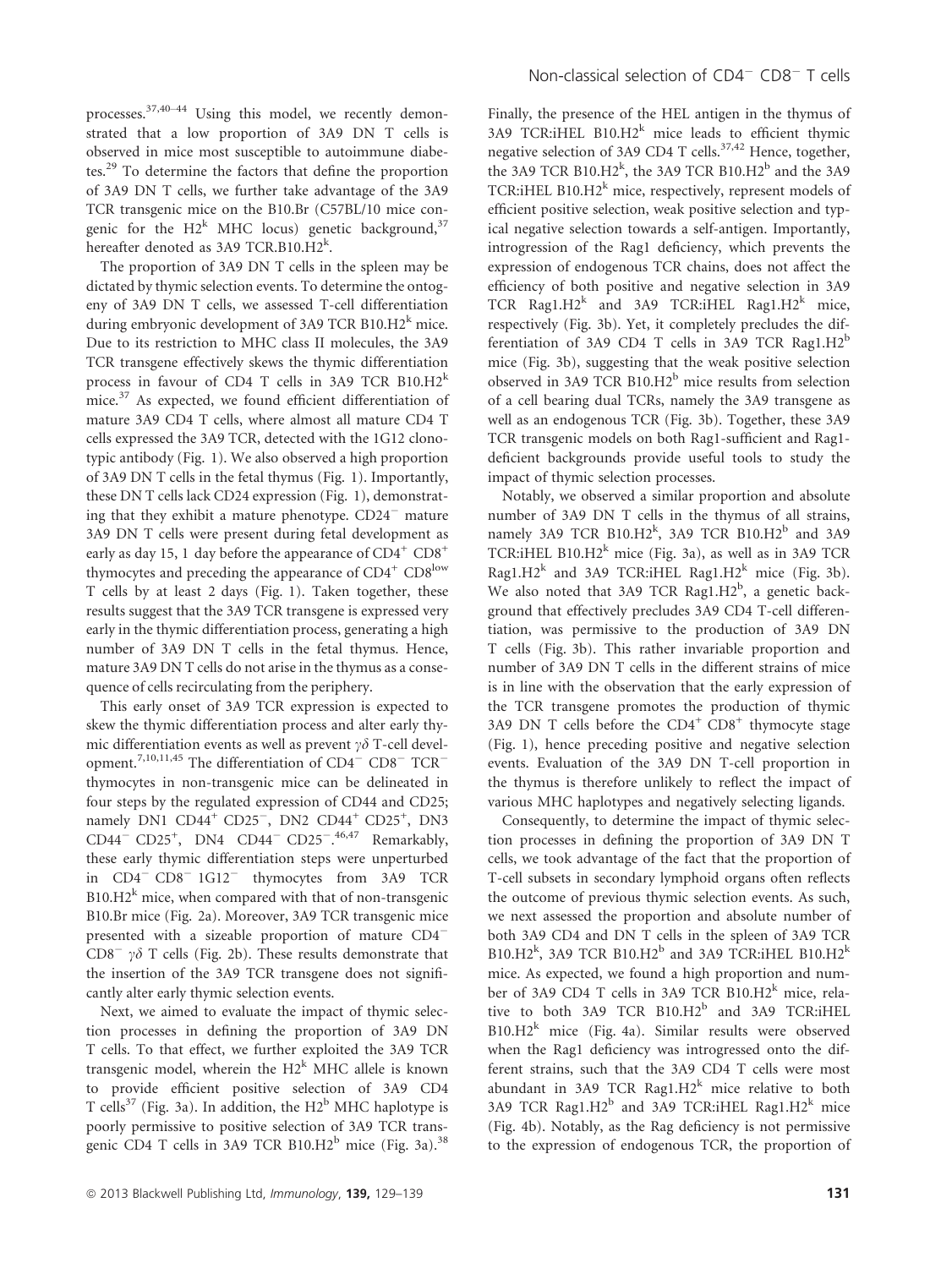processes.[37,40–44] Using this model, we recently demonstrated that a low proportion of 3A9 DN T cells is observed in mice most susceptible to autoimmune diabetes.[29] To determine the factors that define the proportion of 3A9 DN T cells, we further take advantage of the 3A9 TCR transgenic mice on the B10.Br (C57BL/10 mice congenic for the $H2^k$ MHC locus) genetic background,[37] hereafter denoted as 3A9 TCR.B10.$H2^k$.

The proportion of 3A9 DN T cells in the spleen may be dictated by thymic selection events. To determine the ontogeny of 3A9 DN T cells, we assessed T-cell differentiation during embryonic development of 3A9 TCR B10.$H2^k$ mice. Due to its restriction to MHC class II molecules, the 3A9 TCR transgene effectively skews the thymic differentiation process in favour of CD4 T cells in 3A9 TCR B10.$H2^k$ mice.[37] As expected, we found efficient differentiation of mature 3A9 CD4 T cells, where almost all mature CD4 T cells expressed the 3A9 TCR, detected with the 1G12 clonotypic antibody (Fig. 1). We also observed a high proportion of 3A9 DN T cells in the fetal thymus (Fig. 1). Importantly, these DN T cells lack CD24 expression (Fig. 1), demonstrating that they exhibit a mature phenotype. $CD24^-$ mature 3A9 DN T cells were present during fetal development as early as day 15, 1 day before the appearance of $CD4^+$ $CD8^+$ thymocytes and preceding the appearance of $CD4^+$ $CD8^{low}$ T cells by at least 2 days (Fig. 1). Taken together, these results suggest that the 3A9 TCR transgene is expressed very early in the thymic differentiation process, generating a high number of 3A9 DN T cells in the fetal thymus. Hence, mature 3A9 DN T cells do not arise in the thymus as a consequence of cells recirculating from the periphery.

This early onset of 3A9 TCR expression is expected to skew the thymic differentiation process and alter early thymic differentiation events as well as prevent $\gamma\delta$ T-cell development.[7,10,11,45] The differentiation of $CD4^-$ $CD8^-$ $TCR^-$ thymocytes in non-transgenic mice can be delineated in four steps by the regulated expression of CD44 and CD25; namely DN1 $CD44^+$ $CD25^-$, DN2 $CD44^+$ $CD25^+$, DN3 $CD44^-$ $CD25^+$, DN4 $CD44^-$ $CD25^-$.[46,47] Remarkably, these early thymic differentiation steps were unperturbed in $CD4^-$ $CD8^-$ $1G12^-$ thymocytes from 3A9 TCR B10.$H2^k$ mice, when compared with that of non-transgenic B10.Br mice (Fig. 2a). Moreover, 3A9 TCR transgenic mice presented with a sizeable proportion of mature $CD4^-$ $CD8^-$ $\gamma\delta$ T cells (Fig. 2b). These results demonstrate that the insertion of the 3A9 TCR transgene does not significantly alter early thymic selection events.

Next, we aimed to evaluate the impact of thymic selection processes in defining the proportion of 3A9 DN T cells. To that effect, we further exploited the 3A9 TCR transgenic model, wherein the $H2^k$ MHC allele is known to provide efficient positive selection of 3A9 CD4 T cells[37] (Fig. 3a). In addition, the $H2^b$ MHC haplotype is poorly permissive to positive selection of 3A9 TCR transgenic CD4 T cells in 3A9 TCR B10.$H2^b$ mice (Fig. 3a).[38] Finally, the presence of the HEL antigen in the thymus of 3A9 TCR:iHEL B10.$H2^k$ mice leads to efficient thymic negative selection of 3A9 CD4 T cells.[37,42] Hence, together, the 3A9 TCR B10.$H2^k$, the 3A9 TCR B10.$H2^b$ and the 3A9 TCR:iHEL B10.$H2^k$ mice, respectively, represent models of efficient positive selection, weak positive selection and typical negative selection towards a self-antigen. Importantly, introgression of the Rag1 deficiency, which prevents the expression of endogenous TCR chains, does not affect the efficiency of both positive and negative selection in 3A9 TCR Rag1.$H2^k$ and 3A9 TCR:iHEL Rag1.$H2^k$ mice, respectively (Fig. 3b). Yet, it completely precludes the differentiation of 3A9 CD4 T cells in 3A9 TCR Rag1.$H2^b$ mice (Fig. 3b), suggesting that the weak positive selection observed in 3A9 TCR B10.$H2^b$ mice results from selection of a cell bearing dual TCRs, namely the 3A9 transgene as well as an endogenous TCR (Fig. 3b). Together, these 3A9 TCR transgenic models on both Rag1-sufficient and Rag1-deficient backgrounds provide useful tools to study the impact of thymic selection processes.

Notably, we observed a similar proportion and absolute number of 3A9 DN T cells in the thymus of all strains, namely 3A9 TCR B10.$H2^k$, 3A9 TCR B10.$H2^b$ and 3A9 TCR:iHEL B10.$H2^k$ mice (Fig. 3a), as well as in 3A9 TCR Rag1.$H2^k$ and 3A9 TCR:iHEL Rag1.$H2^k$ mice (Fig. 3b). We also noted that 3A9 TCR Rag1.$H2^b$, a genetic background that effectively precludes 3A9 CD4 T-cell differentiation, was permissive to the production of 3A9 DN T cells (Fig. 3b). This rather invariable proportion and number of 3A9 DN T cells in the different strains of mice is in line with the observation that the early expression of the TCR transgene promotes the production of thymic 3A9 DN T cells before the $CD4^+$ $CD8^+$ thymocyte stage (Fig. 1), hence preceding positive and negative selection events. Evaluation of the 3A9 DN T-cell proportion in the thymus is therefore unlikely to reflect the impact of various MHC haplotypes and negatively selecting ligands.

Consequently, to determine the impact of thymic selection processes in defining the proportion of 3A9 DN T cells, we took advantage of the fact that the proportion of T-cell subsets in secondary lymphoid organs often reflects the outcome of previous thymic selection events. As such, we next assessed the proportion and absolute number of both 3A9 CD4 and DN T cells in the spleen of 3A9 TCR B10.$H2^k$, 3A9 TCR B10.$H2^b$ and 3A9 TCR:iHEL B10.$H2^k$ mice. As expected, we found a high proportion and number of 3A9 CD4 T cells in 3A9 TCR B10.$H2^k$ mice, relative to both 3A9 TCR B10.$H2^b$ and 3A9 TCR:iHEL B10.$H2^k$ mice (Fig. 4a). Similar results were observed when the Rag1 deficiency was introgressed onto the different strains, such that the 3A9 CD4 T cells were most abundant in 3A9 TCR Rag1.$H2^k$ mice relative to both 3A9 TCR Rag1.$H2^b$ and 3A9 TCR:iHEL Rag1.$H2^k$ mice (Fig. 4b). Notably, as the Rag deficiency is not permissive to the expression of endogenous TCR, the proportion of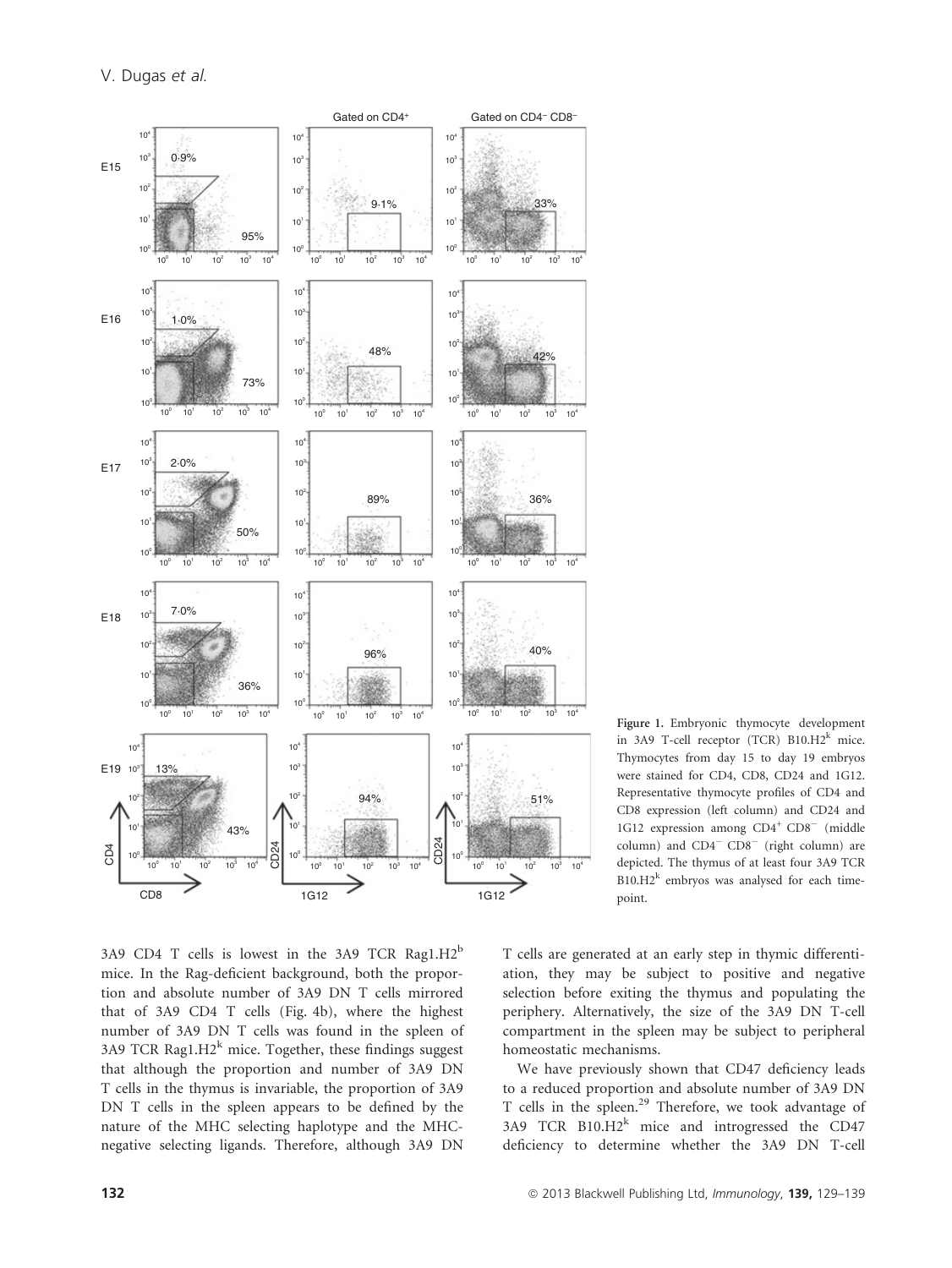Figure 1. Embryonic thymocyte development in 3A9 T-cell receptor (TCR) B10.H2$^k$ mice. Thymocytes from day 15 to day 19 embryos were stained for CD4, CD8, CD24 and 1G12. Representative thymocyte profiles of CD4 and CD8 expression (left column) and CD24 and 1G12 expression among CD4$^+$ CD8$^-$ (middle column) and CD4$^-$ CD8$^-$ (right column) are depicted. The thymus of at least four 3A9 TCR B10.H2$^k$ embryos was analysed for each time-point.

3A9 CD4 T cells is lowest in the 3A9 TCR Rag1.H2$^b$ mice. In the Rag-deficient background, both the proportion and absolute number of 3A9 DN T cells mirrored that of 3A9 CD4 T cells (Fig. 4b), where the highest number of 3A9 DN T cells was found in the spleen of 3A9 TCR Rag1.H2$^k$ mice. Together, these findings suggest that although the proportion and number of 3A9 DN T cells in the thymus is invariable, the proportion of 3A9 DN T cells in the spleen appears to be defined by the nature of the MHC selecting haplotype and the MHC-negative selecting ligands. Therefore, although 3A9 DN T cells are generated at an early step in thymic differentiation, they may be subject to positive and negative selection before exiting the thymus and populating the periphery. Alternatively, the size of the 3A9 DN T-cell compartment in the spleen may be subject to peripheral homeostatic mechanisms.

We have previously shown that CD47 deficiency leads to a reduced proportion and absolute number of 3A9 DN T cells in the spleen.[29] Therefore, we took advantage of 3A9 TCR B10.H2$^k$ mice and introgressed the CD47 deficiency to determine whether the 3A9 DN T-cell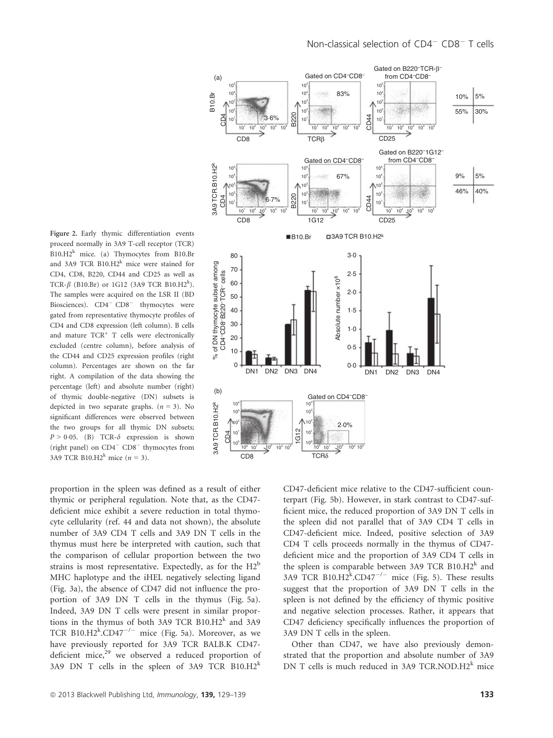Figure 2. Early thymic differentiation events proceed normally in 3A9 T-cell receptor (TCR) B10.H2[k] mice. (a) Thymocytes from B10.Br and 3A9 TCR B10.H2[k] mice were stained for CD4, CD8, B220, CD44 and CD25 as well as TCR-$\beta$ (B10.Br) or 1G12 (3A9 TCR B10.H2[k]). The samples were acquired on the LSR II (BD Biosciences). CD4[−] CD8[−] thymocytes were gated from representative thymocyte profiles of CD4 and CD8 expression (left column). B cells and mature TCR[+] T cells were electronically excluded (centre column), before analysis of the CD44 and CD25 expression profiles (right column). Percentages are shown on the far right. A compilation of the data showing the percentage (left) and absolute number (right) of thymic double-negative (DN) subsets is depicted in two separate graphs. ($n = 3$). No significant differences were observed between the two groups for all thymic DN subsets; $P > 0{\cdot}05$. (B) TCR-$\delta$ expression is shown (right panel) on CD4[−] CD8[−] thymocytes from 3A9 TCR B10.H2[k] mice ($n = 3$).

proportion in the spleen was defined as a result of either thymic or peripheral regulation. Note that, as the CD47-deficient mice exhibit a severe reduction in total thymocyte cellularity (ref. 44 and data not shown), the absolute number of 3A9 CD4 T cells and 3A9 DN T cells in the thymus must here be interpreted with caution, such that the comparison of cellular proportion between the two strains is most representative. Expectedly, as for the H2[b] MHC haplotype and the iHEL negatively selecting ligand (Fig. 3a), the absence of CD47 did not influence the proportion of 3A9 DN T cells in the thymus (Fig. 5a). Indeed, 3A9 DN T cells were present in similar proportions in the thymus of both 3A9 TCR B10.H2[k] and 3A9 TCR B10.H2[k].CD47[−/−] mice (Fig. 5a). Moreover, as we have previously reported for 3A9 TCR BALB.K CD47-deficient mice,[29] we observed a reduced proportion of 3A9 DN T cells in the spleen of 3A9 TCR B10.H2[k] CD47-deficient mice relative to the CD47-sufficient counterpart (Fig. 5b). However, in stark contrast to CD47-sufficient mice, the reduced proportion of 3A9 DN T cells in the spleen did not parallel that of 3A9 CD4 T cells in CD47-deficient mice. Indeed, positive selection of 3A9 CD4 T cells proceeds normally in the thymus of CD47-deficient mice and the proportion of 3A9 CD4 T cells in the spleen is comparable between 3A9 TCR B10.H2[k] and 3A9 TCR B10.H2[k].CD47[−/−] mice (Fig. 5). These results suggest that the proportion of 3A9 DN T cells in the spleen is not defined by the efficiency of thymic positive and negative selection processes. Rather, it appears that CD47 deficiency specifically influences the proportion of 3A9 DN T cells in the spleen.

Other than CD47, we have also previously demonstrated that the proportion and absolute number of 3A9 DN T cells is much reduced in 3A9 TCR.NOD.H2[k] mice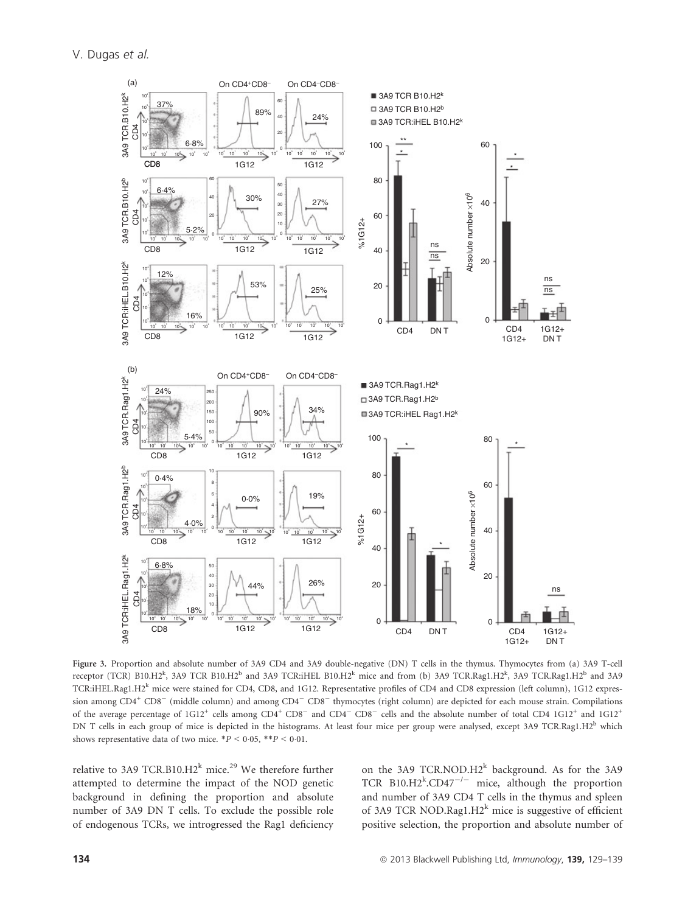Figure 3. Proportion and absolute number of 3A9 CD4 and 3A9 double-negative (DN) T cells in the thymus. Thymocytes from (a) 3A9 T-cell receptor (TCR) B10.H2$^{k}$, 3A9 TCR B10.H2$^{b}$ and 3A9 TCR:iHEL B10.H2$^{k}$ mice and from (b) 3A9 TCR.Rag1.H2$^{k}$, 3A9 TCR.Rag1.H2$^{b}$ and 3A9 TCR:iHEL.Rag1.H2$^{k}$ mice were stained for CD4, CD8, and 1G12. Representative profiles of CD4 and CD8 expression (left column), 1G12 expression among CD4$^{+}$ CD8$^{-}$ (middle column) and among CD4$^{-}$ CD8$^{-}$ thymocytes (right column) are depicted for each mouse strain. Compilations of the average percentage of 1G12$^{+}$ cells among CD4$^{+}$ CD8$^{-}$ and CD4$^{-}$ CD8$^{-}$ cells and the absolute number of total CD4 1G12$^{+}$ and 1G12$^{+}$ DN T cells in each group of mice is depicted in the histograms. At least four mice per group were analysed, except 3A9 TCR.Rag1.H2$^{b}$ which shows representative data of two mice. \*$P < 0.05$, \*\*$P < 0.01$.

relative to 3A9 TCR.B10.H2$^{k}$ mice.[29] We therefore further attempted to determine the impact of the NOD genetic background in defining the proportion and absolute number of 3A9 DN T cells. To exclude the possible role of endogenous TCRs, we introgressed the Rag1 deficiency on the 3A9 TCR.NOD.H2$^{k}$ background. As for the 3A9 TCR B10.H2$^{k}$.CD47$^{-/-}$ mice, although the proportion and number of 3A9 CD4 T cells in the thymus and spleen of 3A9 TCR NOD.Rag1.H2$^{k}$ mice is suggestive of efficient positive selection, the proportion and absolute number of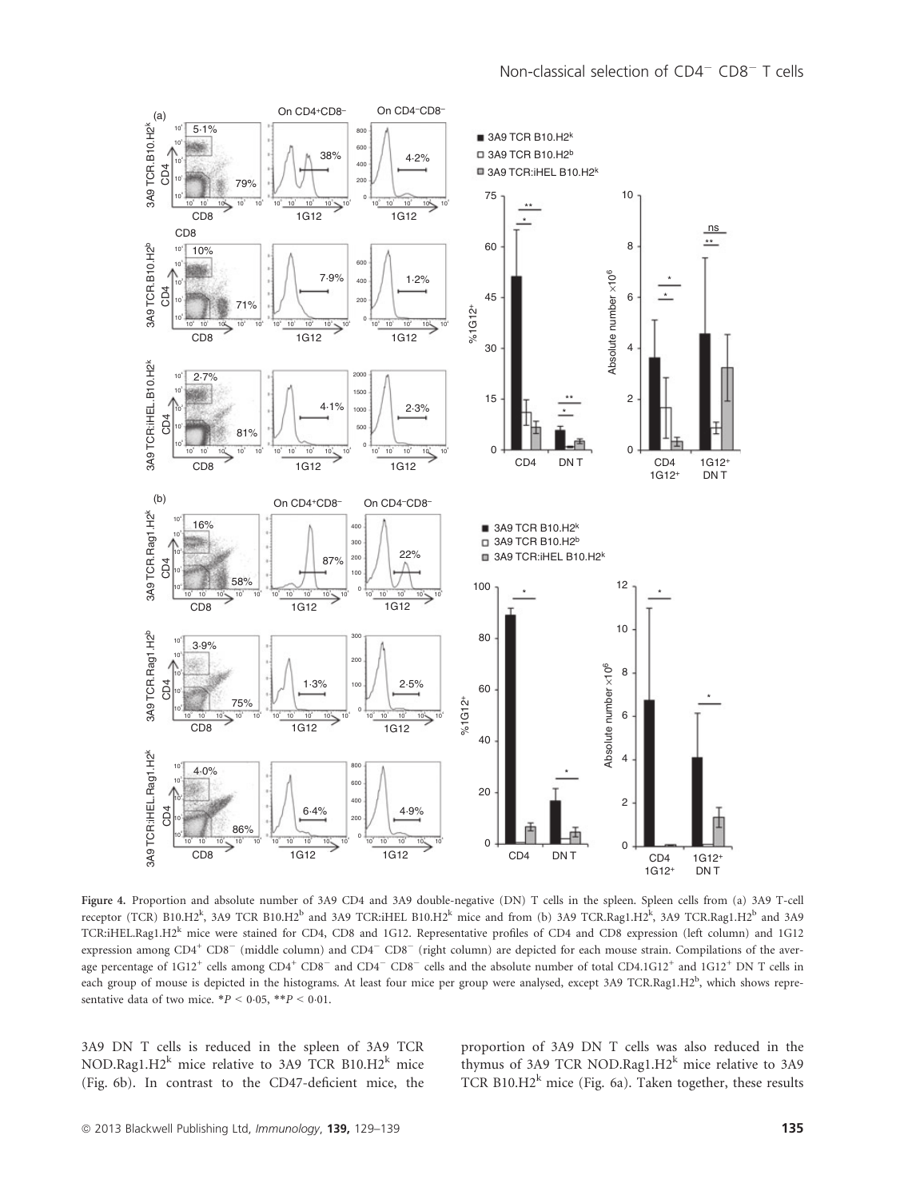Figure 4. Proportion and absolute number of 3A9 CD4 and 3A9 double-negative (DN) T cells in the spleen. Spleen cells from (a) 3A9 T-cell receptor (TCR) B10.H2$^k$, 3A9 TCR B10.H2$^b$ and 3A9 TCR:iHEL B10.H2$^k$ mice and from (b) 3A9 TCR.Rag1.H2$^k$, 3A9 TCR.Rag1.H2$^b$ and 3A9 TCR:iHEL.Rag1.H2$^k$ mice were stained for CD4, CD8 and 1G12. Representative profiles of CD4 and CD8 expression (left column) and 1G12 expression among CD4$^+$ CD8$^-$ (middle column) and CD4$^-$ CD8$^-$ (right column) are depicted for each mouse strain. Compilations of the average percentage of 1G12$^+$ cells among CD4$^+$ CD8$^-$ and CD4$^-$ CD8$^-$ cells and the absolute number of total CD4.1G12$^+$ and 1G12$^+$ DN T cells in each group of mouse is depicted in the histograms. At least four mice per group were analysed, except 3A9 TCR.Rag1.H2$^b$, which shows representative data of two mice. $*P < 0{\cdot}05$, $**P < 0{\cdot}01$.

3A9 DN T cells is reduced in the spleen of 3A9 TCR NOD.Rag1.H2$^k$ mice relative to 3A9 TCR B10.H2$^k$ mice (Fig. 6b). In contrast to the CD47-deficient mice, the proportion of 3A9 DN T cells was also reduced in the thymus of 3A9 TCR NOD.Rag1.H2$^k$ mice relative to 3A9 TCR B10.H2$^k$ mice (Fig. 6a). Taken together, these results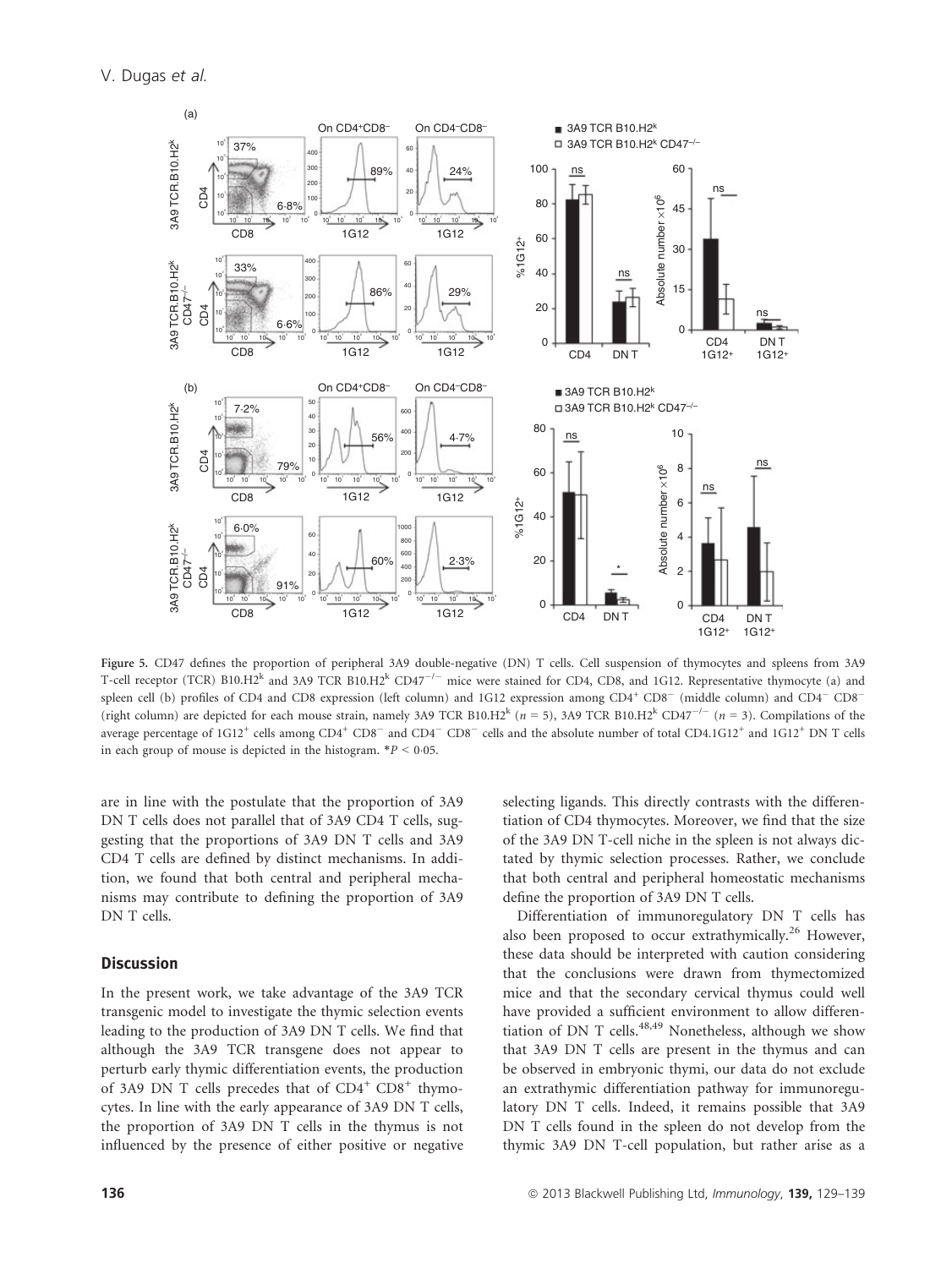Figure 5. CD47 defines the proportion of peripheral 3A9 double-negative (DN) T cells. Cell suspension of thymocytes and spleens from 3A9 T-cell receptor (TCR) B10.H2[k] and 3A9 TCR B10.H2[k] CD47$^{-/-}$ mice were stained for CD4, CD8, and 1G12. Representative thymocyte (a) and spleen cell (b) profiles of CD4 and CD8 expression (left column) and 1G12 expression among CD4$^{+}$ CD8$^{-}$ (middle column) and CD4$^{-}$ CD8$^{-}$ (right column) are depicted for each mouse strain, namely 3A9 TCR B10.H2[k] ($n = 5$), 3A9 TCR B10.H2[k] CD47$^{-/-}$ ($n = 3$). Compilations of the average percentage of 1G12$^{+}$ cells among CD4$^{+}$ CD8$^{-}$ and CD4$^{-}$ CD8$^{-}$ cells and the absolute number of total CD4.1G12$^{+}$ and 1G12$^{+}$ DN T cells in each group of mouse is depicted in the histogram. *$P < 0.05$.

are in line with the postulate that the proportion of 3A9 DN T cells does not parallel that of 3A9 CD4 T cells, suggesting that the proportions of 3A9 DN T cells and 3A9 CD4 T cells are defined by distinct mechanisms. In addition, we found that both central and peripheral mechanisms may contribute to defining the proportion of 3A9 DN T cells.

## Discussion

In the present work, we take advantage of the 3A9 TCR transgenic model to investigate the thymic selection events leading to the production of 3A9 DN T cells. We find that although the 3A9 TCR transgene does not appear to perturb early thymic differentiation events, the production of 3A9 DN T cells precedes that of CD4$^{+}$ CD8$^{+}$ thymocytes. In line with the early appearance of 3A9 DN T cells, the proportion of 3A9 DN T cells in the thymus is not influenced by the presence of either positive or negative selecting ligands. This directly contrasts with the differentiation of CD4 thymocytes. Moreover, we find that the size of the 3A9 DN T-cell niche in the spleen is not always dictated by thymic selection processes. Rather, we conclude that both central and peripheral homeostatic mechanisms define the proportion of 3A9 DN T cells.

Differentiation of immunoregulatory DN T cells has also been proposed to occur extrathymically.[26] However, these data should be interpreted with caution considering that the conclusions were drawn from thymectomized mice and that the secondary cervical thymus could well have provided a sufficient environment to allow differentiation of DN T cells.[48,49] Nonetheless, although we show that 3A9 DN T cells are present in the thymus and can be observed in embryonic thymi, our data do not exclude an extrathymic differentiation pathway for immunoregulatory DN T cells. Indeed, it remains possible that 3A9 DN T cells found in the spleen do not develop from the thymic 3A9 DN T-cell population, but rather arise as a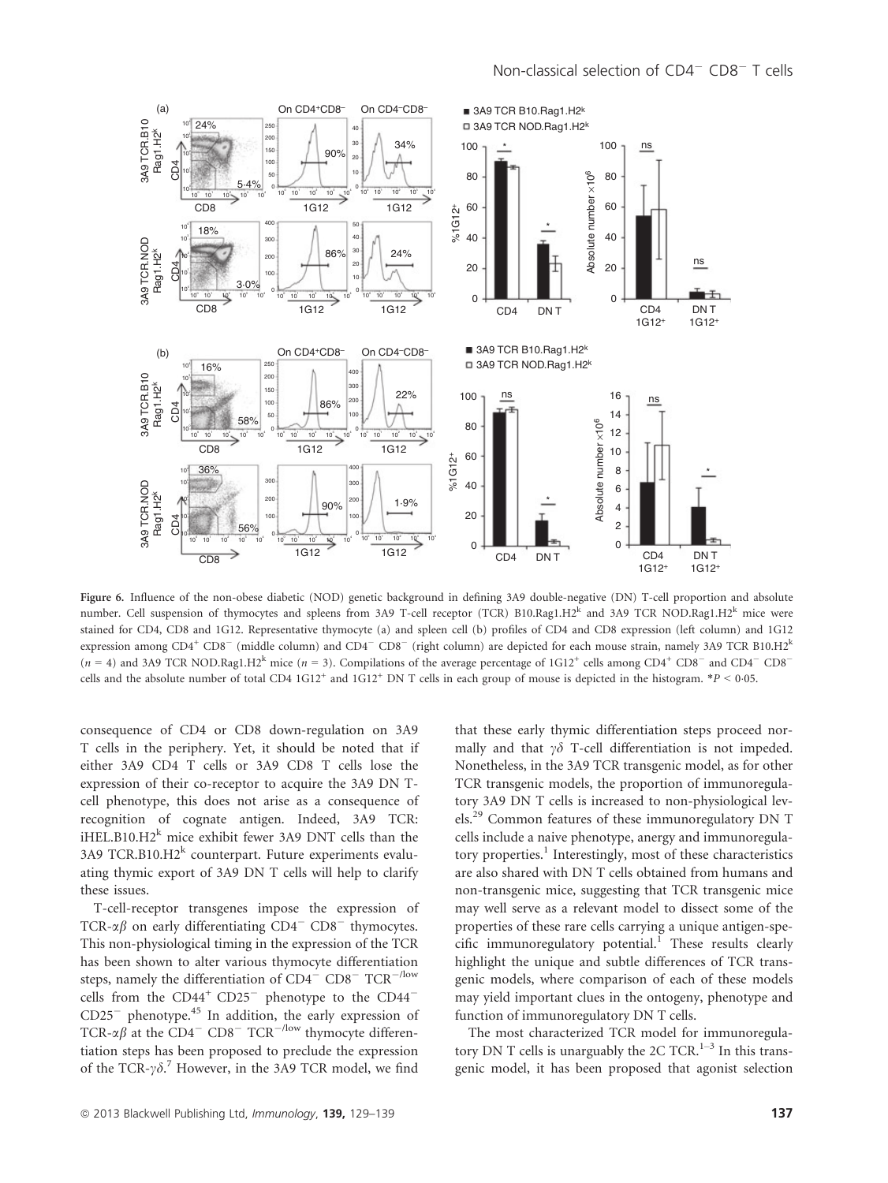Figure 6. Influence of the non-obese diabetic (NOD) genetic background in defining 3A9 double-negative (DN) T-cell proportion and absolute number. Cell suspension of thymocytes and spleens from 3A9 T-cell receptor (TCR) B10.Rag1.H2$^{k}$ and 3A9 TCR NOD.Rag1.H2$^{k}$ mice were stained for CD4, CD8 and 1G12. Representative thymocyte (a) and spleen cell (b) profiles of CD4 and CD8 expression (left column) and 1G12 expression among CD4$^{+}$ CD8$^{-}$ (middle column) and CD4$^{-}$ CD8$^{-}$ (right column) are depicted for each mouse strain, namely 3A9 TCR B10.H2$^{k}$ ($n = 4$) and 3A9 TCR NOD.Rag1.H2$^{k}$ mice ($n = 3$). Compilations of the average percentage of 1G12$^{+}$ cells among CD4$^{+}$ CD8$^{-}$ and CD4$^{-}$ CD8$^{-}$ cells and the absolute number of total CD4 1G12$^{+}$ and 1G12$^{+}$ DN T cells in each group of mouse is depicted in the histogram. *$P < 0.05$.

consequence of CD4 or CD8 down-regulation on 3A9 T cells in the periphery. Yet, it should be noted that if either 3A9 CD4 T cells or 3A9 CD8 T cells lose the expression of their co-receptor to acquire the 3A9 DN T-cell phenotype, this does not arise as a consequence of recognition of cognate antigen. Indeed, 3A9 TCR: iHEL.B10.H2$^{k}$ mice exhibit fewer 3A9 DNT cells than the 3A9 TCR.B10.H2$^{k}$ counterpart. Future experiments evaluating thymic export of 3A9 DN T cells will help to clarify these issues.

T-cell-receptor transgenes impose the expression of TCR-$\alpha\beta$ on early differentiating CD4$^{-}$ CD8$^{-}$ thymocytes. This non-physiological timing in the expression of the TCR has been shown to alter various thymocyte differentiation steps, namely the differentiation of CD4$^{-}$ CD8$^{-}$ TCR$^{-/\text{low}}$ cells from the CD44$^{+}$ CD25$^{-}$ phenotype to the CD44$^{-}$ CD25$^{-}$ phenotype.[45] In addition, the early expression of TCR-$\alpha\beta$ at the CD4$^{-}$ CD8$^{-}$ TCR$^{-/\text{low}}$ thymocyte differentiation steps has been proposed to preclude the expression of the TCR-$\gamma\delta$.[7] However, in the 3A9 TCR model, we find that these early thymic differentiation steps proceed normally and that $\gamma\delta$ T-cell differentiation is not impeded. Nonetheless, in the 3A9 TCR transgenic model, as for other TCR transgenic models, the proportion of immunoregulatory 3A9 DN T cells is increased to non-physiological levels.[29] Common features of these immunoregulatory DN T cells include a naive phenotype, anergy and immunoregulatory properties.[1] Interestingly, most of these characteristics are also shared with DN T cells obtained from humans and non-transgenic mice, suggesting that TCR transgenic mice may well serve as a relevant model to dissect some of the properties of these rare cells carrying a unique antigen-specific immunoregulatory potential.[1] These results clearly highlight the unique and subtle differences of TCR transgenic models, where comparison of each of these models may yield important clues in the ontogeny, phenotype and function of immunoregulatory DN T cells.

The most characterized TCR model for immunoregulatory DN T cells is unarguably the 2C TCR.[1–3] In this transgenic model, it has been proposed that agonist selection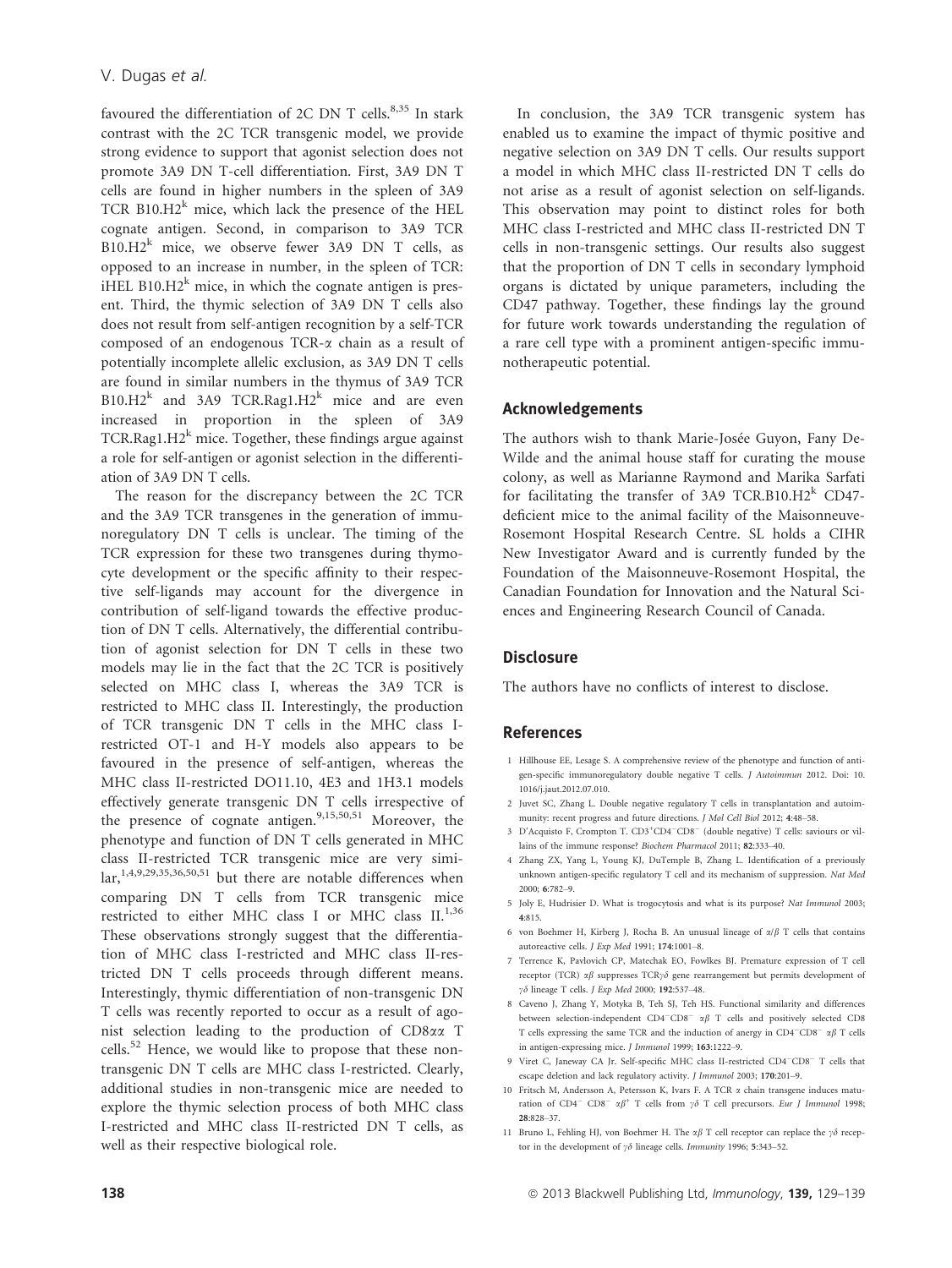favoured the differentiation of 2C DN T cells.[8,35] In stark contrast with the 2C TCR transgenic model, we provide strong evidence to support that agonist selection does not promote 3A9 DN T-cell differentiation. First, 3A9 DN T cells are found in higher numbers in the spleen of 3A9 TCR B10.H2$^k$ mice, which lack the presence of the HEL cognate antigen. Second, in comparison to 3A9 TCR B10.H2$^k$ mice, we observe fewer 3A9 DN T cells, as opposed to an increase in number, in the spleen of TCR: iHEL B10.H2$^k$ mice, in which the cognate antigen is present. Third, the thymic selection of 3A9 DN T cells also does not result from self-antigen recognition by a self-TCR composed of an endogenous TCR-$\alpha$ chain as a result of potentially incomplete allelic exclusion, as 3A9 DN T cells are found in similar numbers in the thymus of 3A9 TCR B10.H2$^k$ and 3A9 TCR.Rag1.H2$^k$ mice and are even increased in proportion in the spleen of 3A9 TCR.Rag1.H2$^k$ mice. Together, these findings argue against a role for self-antigen or agonist selection in the differentiation of 3A9 DN T cells.

The reason for the discrepancy between the 2C TCR and the 3A9 TCR transgenes in the generation of immunoregulatory DN T cells is unclear. The timing of the TCR expression for these two transgenes during thymocyte development or the specific affinity to their respective self-ligands may account for the divergence in contribution of self-ligand towards the effective production of DN T cells. Alternatively, the differential contribution of agonist selection for DN T cells in these two models may lie in the fact that the 2C TCR is positively selected on MHC class I, whereas the 3A9 TCR is restricted to MHC class II. Interestingly, the production of TCR transgenic DN T cells in the MHC class I-restricted OT-1 and H-Y models also appears to be favoured in the presence of self-antigen, whereas the MHC class II-restricted DO11.10, 4E3 and 1H3.1 models effectively generate transgenic DN T cells irrespective of the presence of cognate antigen.[9,15,50,51] Moreover, the phenotype and function of DN T cells generated in MHC class II-restricted TCR transgenic mice are very similar,[1,4,9,29,35,36,50,51] but there are notable differences when comparing DN T cells from TCR transgenic mice restricted to either MHC class I or MHC class II.[1,36] These observations strongly suggest that the differentiation of MHC class I-restricted and MHC class II-restricted DN T cells proceeds through different means. Interestingly, thymic differentiation of non-transgenic DN T cells was recently reported to occur as a result of agonist selection leading to the production of CD8$\alpha\alpha$ T cells.[52] Hence, we would like to propose that these non-transgenic DN T cells are MHC class I-restricted. Clearly, additional studies in non-transgenic mice are needed to explore the thymic selection process of both MHC class I-restricted and MHC class II-restricted DN T cells, as well as their respective biological role.

In conclusion, the 3A9 TCR transgenic system has enabled us to examine the impact of thymic positive and negative selection on 3A9 DN T cells. Our results support a model in which MHC class II-restricted DN T cells do not arise as a result of agonist selection on self-ligands. This observation may point to distinct roles for both MHC class I-restricted and MHC class II-restricted DN T cells in non-transgenic settings. Our results also suggest that the proportion of DN T cells in secondary lymphoid organs is dictated by unique parameters, including the CD47 pathway. Together, these findings lay the ground for future work towards understanding the regulation of a rare cell type with a prominent antigen-specific immunotherapeutic potential.

## Acknowledgements

The authors wish to thank Marie-Josée Guyon, Fany De-Wilde and the animal house staff for curating the mouse colony, as well as Marianne Raymond and Marika Sarfati for facilitating the transfer of 3A9 TCR.B10.H2$^k$ CD47-deficient mice to the animal facility of the Maisonneuve-Rosemont Hospital Research Centre. SL holds a CIHR New Investigator Award and is currently funded by the Foundation of the Maisonneuve-Rosemont Hospital, the Canadian Foundation for Innovation and the Natural Sciences and Engineering Research Council of Canada.

## Disclosure

The authors have no conflicts of interest to disclose.

## References

1 Hillhouse EE, Lesage S. A comprehensive review of the phenotype and function of antigen-specific immunoregulatory double negative T cells. *J Autoimmun* 2012. Doi: 10.1016/j.jaut.2012.07.010.

2 Juvet SC, Zhang L. Double negative regulatory T cells in transplantation and autoimmunity: recent progress and future directions. *J Mol Cell Biol* 2012; **4**:48–58.

3 D'Acquisto F, Crompton T. CD3$^+$CD4$^-$CD8$^-$ (double negative) T cells: saviours or villains of the immune response? *Biochem Pharmacol* 2011; **82**:333–40.

4 Zhang ZX, Yang L, Young KJ, DuTemple B, Zhang L. Identification of a previously unknown antigen-specific regulatory T cell and its mechanism of suppression. *Nat Med* 2000; **6**:782–9.

5 Joly E, Hudrisier D. What is trogocytosis and what is its purpose? *Nat Immunol* 2003; **4**:815.

6 von Boehmer H, Kirberg J, Rocha B. An unusual lineage of $\alpha/\beta$ T cells that contains autoreactive cells. *J Exp Med* 1991; **174**:1001–8.

7 Terrence K, Pavlovich CP, Matechak EO, Fowlkes BJ. Premature expression of T cell receptor (TCR) $\alpha\beta$ suppresses TCR$\gamma\delta$ gene rearrangement but permits development of $\gamma\delta$ lineage T cells. *J Exp Med* 2000; **192**:537–48.

8 Caveno J, Zhang Y, Motyka B, Teh SJ, Teh HS. Functional similarity and differences between selection-independent CD4$^-$CD8$^-$ $\alpha\beta$ T cells and positively selected CD8 T cells expressing the same TCR and the induction of anergy in CD4$^-$CD8$^-$ $\alpha\beta$ T cells in antigen-expressing mice. *J Immunol* 1999; **163**:1222–9.

9 Viret C, Janeway CA Jr. Self-specific MHC class II-restricted CD4$^-$CD8$^-$ T cells that escape deletion and lack regulatory activity. *J Immunol* 2003; **170**:201–9.

10 Fritsch M, Andersson A, Petersson K, Ivars F. A TCR $\alpha$ chain transgene induces maturation of CD4$^-$ CD8$^-$ $\alpha\beta^+$ T cells from $\gamma\delta$ T cell precursors. *Eur J Immunol* 1998; **28**:828–37.

11 Bruno L, Fehling HJ, von Boehmer H. The $\alpha\beta$ T cell receptor can replace the $\gamma\delta$ receptor in the development of $\gamma\delta$ lineage cells. *Immunity* 1996; **5**:343–52.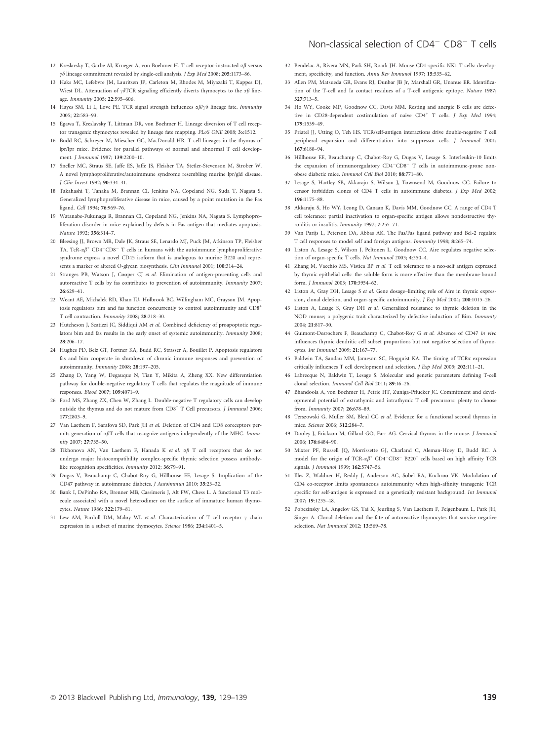12 Kreslavsky T, Garbe AI, Krueger A, von Boehmer H. T cell receptor-instructed $\alpha\beta$ versus $\gamma\delta$ lineage commitment revealed by single-cell analysis. *J Exp Med* 2008; **205**:1173–86.

13 Haks MC, Lefebvre JM, Lauritsen JP, Carleton M, Rhodes M, Miyazaki T, Kappes DJ, Wiest DL. Attenuation of $\gamma\delta$TCR signaling efficiently diverts thymocytes to the $\alpha\beta$ lineage. *Immunity* 2005; **22**:595–606.

14 Hayes SM, Li L, Love PE. TCR signal strength influences $\alpha\beta/\gamma\delta$ lineage fate. *Immunity* 2005; **22**:583–93.

15 Egawa T, Kreslavsky T, Littman DR, von Boehmer H. Lineage diversion of T cell receptor transgenic thymocytes revealed by lineage fate mapping. *PLoS ONE* 2008; **3**:e1512.

16 Budd RC, Schreyer M, Miescher GC, MacDonald HR. T cell lineages in the thymus of lpr/lpr mice. Evidence for parallel pathways of normal and abnormal T cell development. *J Immunol* 1987; **139**:2200–10.

17 Sneller MC, Straus SE, Jaffe ES, Jaffe JS, Fleisher TA, Stetler-Stevenson M, Strober W. A novel lymphoproliferative/autoimmune syndrome resembling murine lpr/gld disease. *J Clin Invest* 1992; **90**:334–41.

18 Takahashi T, Tanaka M, Brannan CI, Jenkins NA, Copeland NG, Suda T, Nagata S. Generalized lymphoproliferative disease in mice, caused by a point mutation in the Fas ligand. *Cell* 1994; **76**:969–76.

19 Watanabe-Fukunaga R, Brannan CI, Copeland NG, Jenkins NA, Nagata S. Lymphoproliferation disorder in mice explained by defects in Fas antigen that mediates apoptosis. *Nature* 1992; **356**:314–7.

20 Bleesing JJ, Brown MR, Dale JK, Straus SE, Lenardo MJ, Puck JM, Atkinson TP, Fleisher TA. TcR-$\alpha\beta^{+}$ $CD4^{-}CD8^{-}$ T cells in humans with the autoimmune lymphoproliferative syndrome express a novel CD45 isoform that is analogous to murine B220 and represents a marker of altered O-glycan biosynthesis. *Clin Immunol* 2001; **100**:314–24.

21 Stranges PB, Watson J, Cooper CJ *et al.* Elimination of antigen-presenting cells and autoreactive T cells by fas contributes to prevention of autoimmunity. *Immunity* 2007; **26**:629–41.

22 Weant AE, Michalek RD, Khan IU, Holbrook BC, Willingham MC, Grayson JM. Apoptosis regulators bim and fas function concurrently to control autoimmunity and $CD8^{+}$ T cell contraction. *Immunity* 2008; **28**:218–30.

23 Hutcheson J, Scatizzi JC, Siddiqui AM *et al.* Combined deficiency of proapoptotic regulators bim and fas results in the early onset of systemic autoimmunity. *Immunity* 2008; **28**:206–17.

24 Hughes PD, Belz GT, Fortner KA, Budd RC, Strasser A, Bouillet P. Apoptosis regulators fas and bim cooperate in shutdown of chronic immune responses and prevention of autoimmunity. *Immunity* 2008; **28**:197–205.

25 Zhang D, Yang W, Degauque N, Tian Y, Mikita A, Zheng XX. New differentiation pathway for double-negative regulatory T cells that regulates the magnitude of immune responses. *Blood* 2007; **109**:4071–9.

26 Ford MS, Zhang ZX, Chen W, Zhang L. Double-negative T regulatory cells can develop outside the thymus and do not mature from $CD8^{+}$ T Cell precursors. *J Immunol* 2006; **177**:2803–9.

27 Van Laethem F, Sarafova SD, Park JH *et al.* Deletion of CD4 and CD8 coreceptors permits generation of $\alpha\beta$T cells that recognize antigens independently of the MHC. *Immunity* 2007; **27**:735–50.

28 Tikhonova AN, Van Laethem F, Hanada K *et al.* $\alpha\beta$ T cell receptors that do not undergo major histocompatibility complex-specific thymic selection possess antibody-like recognition specificities. *Immunity* 2012; **36**:79–91.

29 Dugas V, Beauchamp C, Chabot-Roy G, Hillhouse EE, Lesage S. Implication of the CD47 pathway in autoimmune diabetes. *J Autoimmun* 2010; **35**:23–32.

30 Bank I, DePinho RA, Brenner MB, Cassimeris J, Alt FW, Chess L. A functional T3 molecule associated with a novel heterodimer on the surface of immature human thymocytes. *Nature* 1986; **322**:179–81.

31 Lew AM, Pardoll DM, Maloy WL *et al.* Characterization of T cell receptor $\gamma$ chain expression in a subset of murine thymocytes. *Science* 1986; **234**:1401–5.

32 Bendelac A, Rivera MN, Park SH, Roark JH. Mouse CD1-specific NK1 T cells: development, specificity, and function. *Annu Rev Immunol* 1997; **15**:535–62.

33 Allen PM, Matsueda GR, Evans RJ, Dunbar JB Jr, Marshall GR, Unanue ER. Identification of the T-cell and Ia contact residues of a T-cell antigenic epitope. *Nature* 1987; **327**:713–5.

34 Ho WY, Cooke MP, Goodnow CC, Davis MM. Resting and anergic B cells are defective in CD28-dependent costimulation of naive $CD4^{+}$ T cells. *J Exp Med* 1994; **179**:1539–49.

35 Priatel JJ, Utting O, Teh HS. TCR/self-antigen interactions drive double-negative T cell peripheral expansion and differentiation into suppressor cells. *J Immunol* 2001; **167**:6188–94.

36 Hillhouse EE, Beauchamp C, Chabot-Roy G, Dugas V, Lesage S. Interleukin-10 limits the expansion of immunoregulatory $CD4^{-}CD8^{-}$ T cells in autoimmune-prone non-obese diabetic mice. *Immunol Cell Biol* 2010; **88**:771–80.

37 Lesage S, Hartley SB, Akkaraju S, Wilson J, Townsend M, Goodnow CC. Failure to censor forbidden clones of CD4 T cells in autoimmune diabetes. *J Exp Med* 2002; **196**:1175–88.

38 Akkaraju S, Ho WY, Leong D, Canaan K, Davis MM, Goodnow CC. A range of CD4 T cell tolerance: partial inactivation to organ-specific antigen allows nondestructive thyroiditis or insulitis. *Immunity* 1997; **7**:255–71.

39 Van Parijs L, Peterson DA, Abbas AK. The Fas/Fas ligand pathway and Bcl-2 regulate T cell responses to model self and foreign antigens. *Immunity* 1998; **8**:265–74.

40 Liston A, Lesage S, Wilson J, Peltonen L, Goodnow CC. Aire regulates negative selection of organ-specific T cells. *Nat Immunol* 2003; **4**:350–4.

41 Zhang M, Vacchio MS, Vistica BP *et al.* T cell tolerance to a neo-self antigen expressed by thymic epithelial cells: the soluble form is more effective than the membrane-bound form. *J Immunol* 2003; **170**:3954–62.

42 Liston A, Gray DH, Lesage S *et al.* Gene dosage–limiting role of Aire in thymic expression, clonal deletion, and organ-specific autoimmunity. *J Exp Med* 2004; **200**:1015–26.

43 Liston A, Lesage S, Gray DH *et al.* Generalized resistance to thymic deletion in the NOD mouse; a polygenic trait characterized by defective induction of Bim. *Immunity* 2004; **21**:817–30.

44 Guimont-Desrochers F, Beauchamp C, Chabot-Roy G *et al.* Absence of CD47 *in vivo* influences thymic dendritic cell subset proportions but not negative selection of thymocytes. *Int Immunol* 2009; **21**:167–77.

45 Baldwin TA, Sandau MM, Jameson SC, Hogquist KA. The timing of TCR$\alpha$ expression critically influences T cell development and selection. *J Exp Med* 2005; **202**:111–21.

46 Labrecque N, Baldwin T, Lesage S. Molecular and genetic parameters defining T-cell clonal selection. *Immunol Cell Biol* 2011; **89**:16–26.

47 Bhandoola A, von Boehmer H, Petrie HT, Zuniga-Pflucker JC. Commitment and developmental potential of extrathymic and intrathymic T cell precursors: plenty to choose from. *Immunity* 2007; **26**:678–89.

48 Terszowski G, Muller SM, Bleul CC *et al.* Evidence for a functional second thymus in mice. *Science* 2006; **312**:284–7.

49 Dooley J, Erickson M, Gillard GO, Farr AG. Cervical thymus in the mouse. *J Immunol* 2006; **176**:6484–90.

50 Mixter PF, Russell JQ, Morrissette GJ, Charland C, Aleman-Hoey D, Budd RC. A model for the origin of TCR-$\alpha\beta^{+}$ $CD4^{-}CD8^{-}$ $B220^{+}$ cells based on high affinity TCR signals. *J Immunol* 1999; **162**:5747–56.

51 Illes Z, Waldner H, Reddy J, Anderson AC, Sobel RA, Kuchroo VK. Modulation of CD4 co-receptor limits spontaneous autoimmunity when high-affinity transgenic TCR specific for self-antigen is expressed on a genetically resistant background. *Int Immunol* 2007; **19**:1235–48.

52 Pobezinsky LA, Angelov GS, Tai X, Jeurling S, Van Laethem F, Feigenbaum L, Park JH, Singer A. Clonal deletion and the fate of autoreactive thymocytes that survive negative selection. *Nat Immunol* 2012; **13**:569–78.